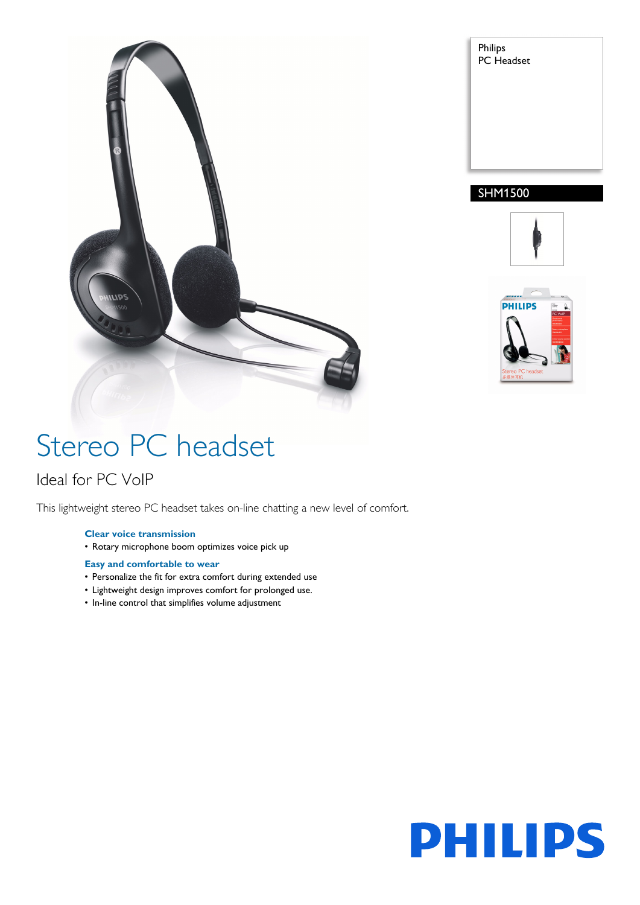Philips
PC Headset

SHM1500

# Stereo PC headset

## Ideal for PC VoIP

This lightweight stereo PC headset takes on-line chatting a new level of comfort.

### Clear voice transmission

- Rotary microphone boom optimizes voice pick up

### Easy and comfortable to wear

- Personalize the fit for extra comfort during extended use
- Lightweight design improves comfort for prolonged use.
- In-line control that simplifies volume adjustment

PHILIPS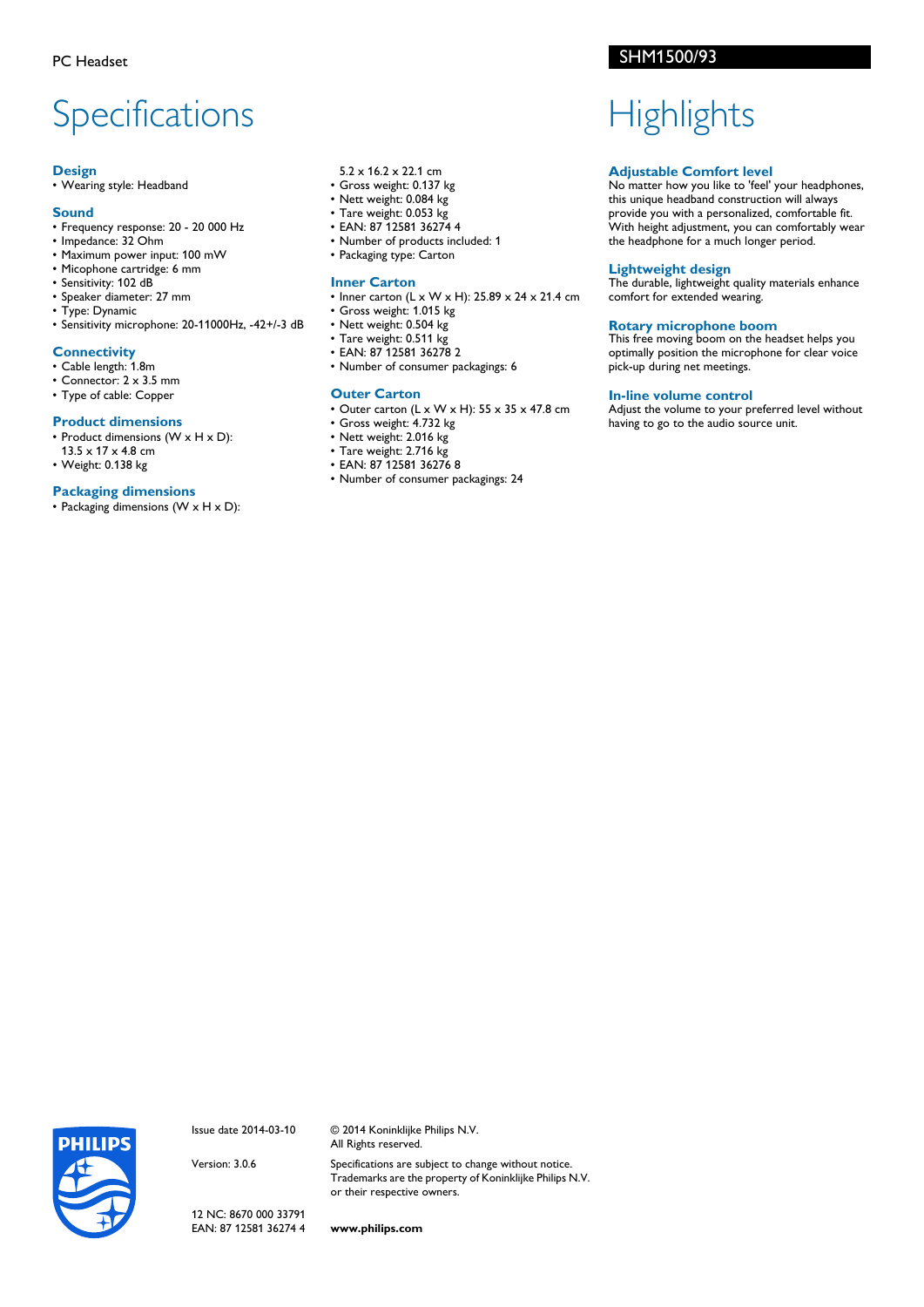PC Headset

SHM1500/93

# Specifications

## Design
- Wearing style: Headband

## Sound
- Frequency response: 20 - 20 000 Hz
- Impedance: 32 Ohm
- Maximum power input: 100 mW
- Micophone cartridge: 6 mm
- Sensitivity: 102 dB
- Speaker diameter: 27 mm
- Type: Dynamic
- Sensitivity microphone: 20-11000Hz, -42+/-3 dB

## Connectivity
- Cable length: 1.8m
- Connector: 2 x 3.5 mm
- Type of cable: Copper

## Product dimensions
- Product dimensions (W x H x D): 13.5 x 17 x 4.8 cm
- Weight: 0.138 kg

## Packaging dimensions
- Packaging dimensions (W x H x D): 5.2 x 16.2 x 22.1 cm
- Gross weight: 0.137 kg
- Nett weight: 0.084 kg
- Tare weight: 0.053 kg
- EAN: 87 12581 36274 4
- Number of products included: 1
- Packaging type: Carton

## Inner Carton
- Inner carton (L x W x H): 25.89 x 24 x 21.4 cm
- Gross weight: 1.015 kg
- Nett weight: 0.504 kg
- Tare weight: 0.511 kg
- EAN: 87 12581 36278 2
- Number of consumer packagings: 6

## Outer Carton
- Outer carton (L x W x H): 55 x 35 x 47.8 cm
- Gross weight: 4.732 kg
- Nett weight: 2.016 kg
- Tare weight: 2.716 kg
- EAN: 87 12581 36276 8
- Number of consumer packagings: 24

# Highlights

## Adjustable Comfort level
No matter how you like to 'feel' your headphones, this unique headband construction will always provide you with a personalized, comfortable fit. With height adjustment, you can comfortably wear the headphone for a much longer period.

## Lightweight design
The durable, lightweight quality materials enhance comfort for extended wearing.

## Rotary microphone boom
This free moving boom on the headset helps you optimally position the microphone for clear voice pick-up during net meetings.

## In-line volume control
Adjust the volume to your preferred level without having to go to the audio source unit.

Issue date 2014-03-10

Version: 3.0.6

12 NC: 8670 000 33791
EAN: 87 12581 36274 4

© 2014 Koninklijke Philips N.V.
All Rights reserved.

Specifications are subject to change without notice. Trademarks are the property of Koninklijke Philips N.V. or their respective owners.

**www.philips.com**